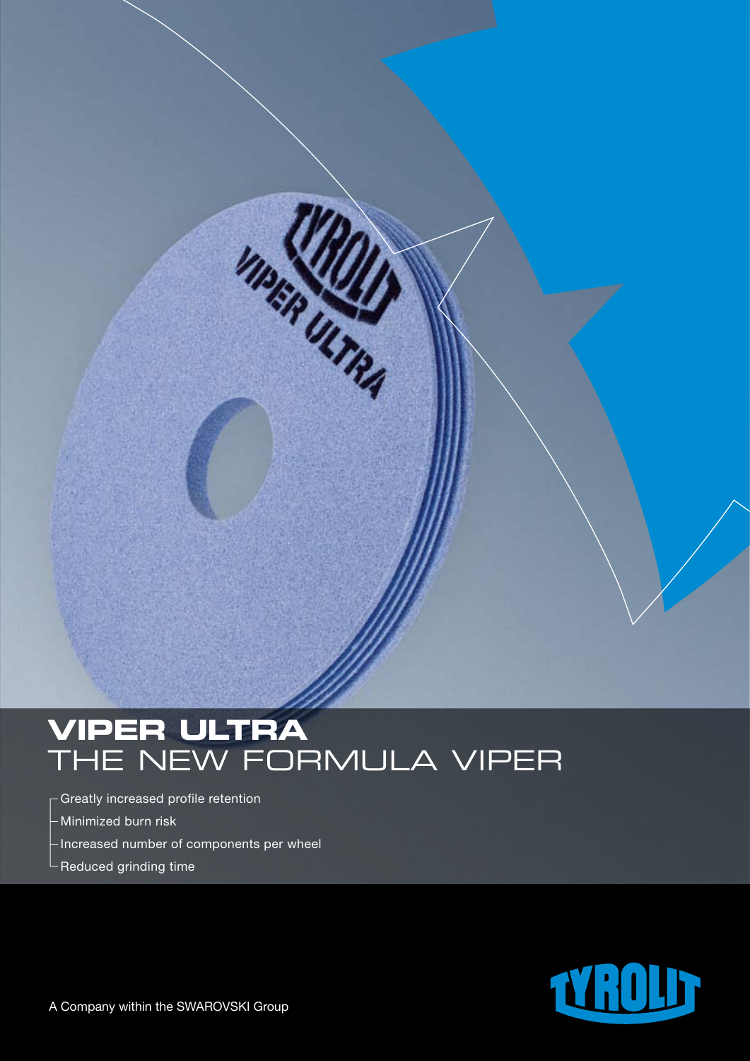# VIPER ULTRA
## THE NEW FORMULA VIPER

- Greatly increased profile retention
- Minimized burn risk
- Increased number of components per wheel
- Reduced grinding time

A Company within the SWAROVSKI Group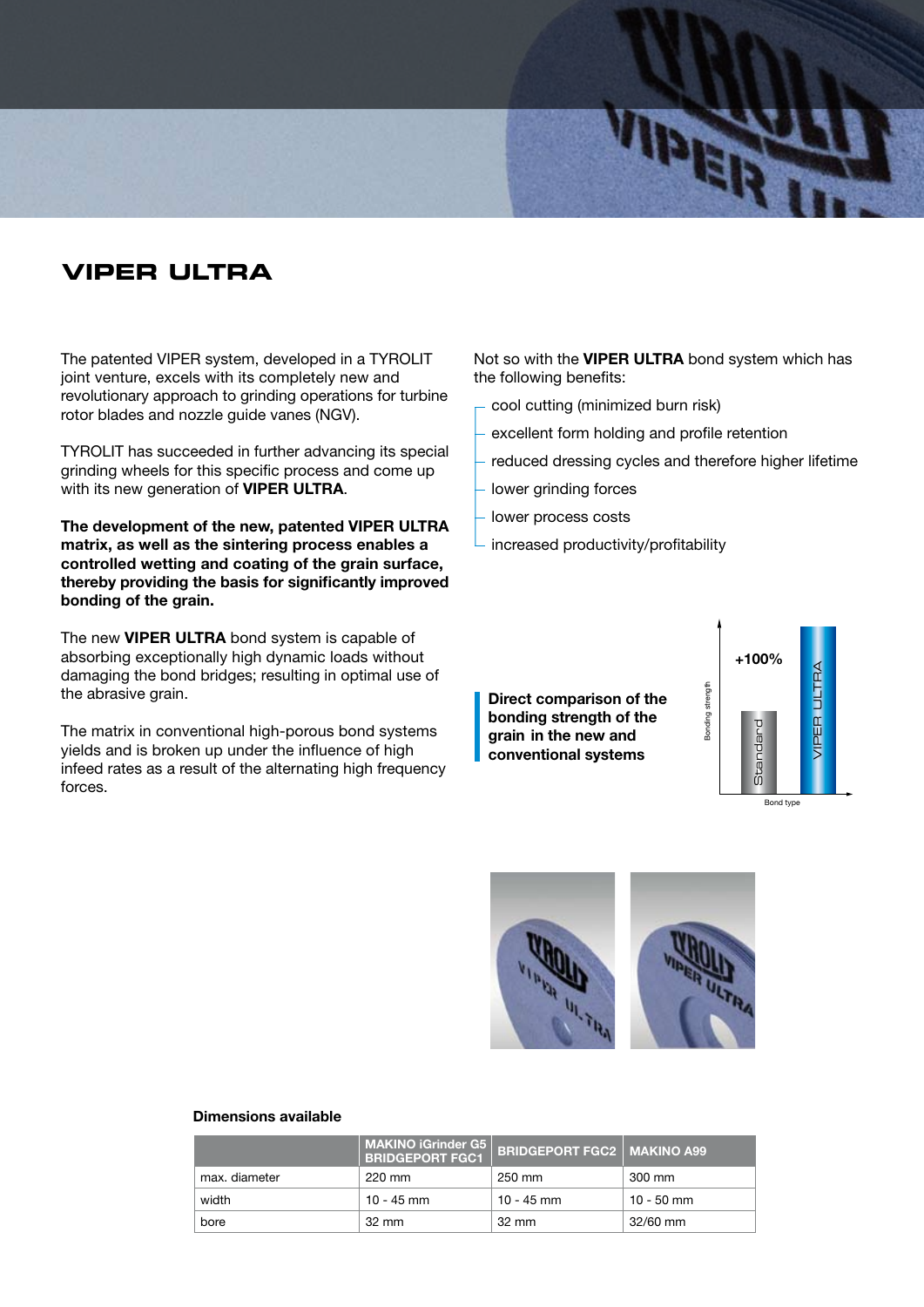# VIPER ULTRA

The patented VIPER system, developed in a TYROLIT joint venture, excels with its completely new and revolutionary approach to grinding operations for turbine rotor blades and nozzle guide vanes (NGV).

TYROLIT has succeeded in further advancing its special grinding wheels for this specific process and come up with its new generation of **VIPER ULTRA**.

**The development of the new, patented VIPER ULTRA matrix, as well as the sintering process enables a controlled wetting and coating of the grain surface, thereby providing the basis for significantly improved bonding of the grain.**

The new **VIPER ULTRA** bond system is capable of absorbing exceptionally high dynamic loads without damaging the bond bridges; resulting in optimal use of the abrasive grain.

The matrix in conventional high-porous bond systems yields and is broken up under the influence of high infeed rates as a result of the alternating high frequency forces.

Not so with the **VIPER ULTRA** bond system which has the following benefits:

- cool cutting (minimized burn risk)
- excellent form holding and profile retention
- reduced dressing cycles and therefore higher lifetime
- lower grinding forces
- lower process costs
- increased productivity/profitability

**Direct comparison of the bonding strength of the grain in the new and conventional systems**

Bonding strength | Standard | VIPER ULTRA | +100% | Bond type

**Dimensions available**

| | MAKINO iGrinder G5 BRIDGEPORT FGC1 | BRIDGEPORT FGC2 | MAKINO A99 |
|---|---|---|---|
| max. diameter | 220 mm | 250 mm | 300 mm |
| width | 10 - 45 mm | 10 - 45 mm | 10 - 50 mm |
| bore | 32 mm | 32 mm | 32/60 mm |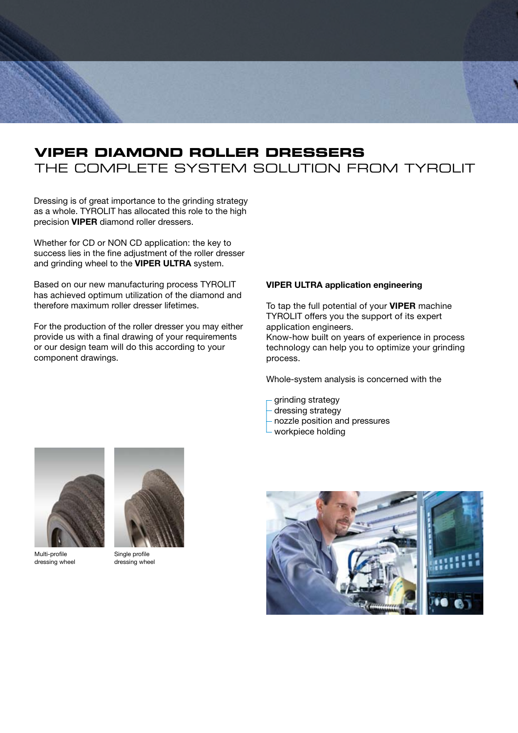# VIPER DIAMOND ROLLER DRESSERS
## THE COMPLETE SYSTEM SOLUTION FROM TYROLIT

Dressing is of great importance to the grinding strategy as a whole. TYROLIT has allocated this role to the high precision **VIPER** diamond roller dressers.

Whether for CD or NON CD application: the key to success lies in the fine adjustment of the roller dresser and grinding wheel to the **VIPER ULTRA** system.

Based on our new manufacturing process TYROLIT has achieved optimum utilization of the diamond and therefore maximum roller dresser lifetimes.

For the production of the roller dresser you may either provide us with a final drawing of your requirements or our design team will do this according to your component drawings.

**VIPER ULTRA application engineering**

To tap the full potential of your **VIPER** machine TYROLIT offers you the support of its expert application engineers.
Know-how built on years of experience in process technology can help you to optimize your grinding process.

Whole-system analysis is concerned with the

- grinding strategy
- dressing strategy
- nozzle position and pressures
- workpiece holding

Multi-profile dressing wheel

Single profile dressing wheel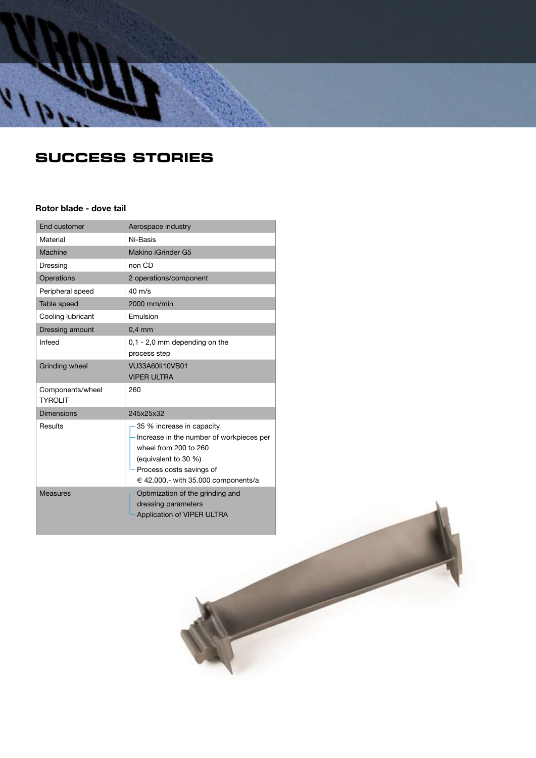# SUCCESS STORIES

### Rotor blade - dove tail

| | |
|---|---|
| End customer | Aerospace industry |
| Material | Ni-Basis |
| Machine | Makino iGrinder G5 |
| Dressing | non CD |
| Operations | 2 operations/component |
| Peripheral speed | 40 m/s |
| Table speed | 2000 mm/min |
| Cooling lubricant | Emulsion |
| Dressing amount | 0,4 mm |
| Infeed | 0,1 - 2,0 mm depending on the process step |
| Grinding wheel | VU33A60II10VB01 VIPER ULTRA |
| Components/wheel TYROLIT | 260 |
| Dimensions | 245x25x32 |
| Results | 35 % increase in capacity<br>Increase in the number of workpieces per wheel from 200 to 260 (equivalent to 30 %)<br>Process costs savings of € 42.000,- with 35.000 components/a |
| Measures | Optimization of the grinding and dressing parameters<br>Application of VIPER ULTRA |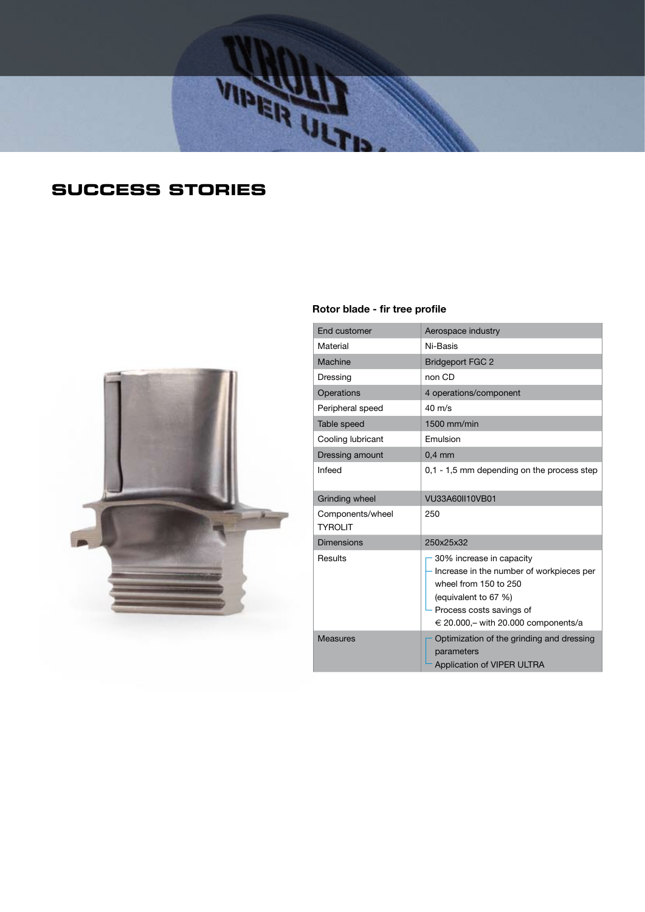# SUCCESS STORIES

### Rotor blade - fir tree profile

| | |
|---|---|
| End customer | Aerospace industry |
| Material | Ni-Basis |
| Machine | Bridgeport FGC 2 |
| Dressing | non CD |
| Operations | 4 operations/component |
| Peripheral speed | 40 m/s |
| Table speed | 1500 mm/min |
| Cooling lubricant | Emulsion |
| Dressing amount | 0,4 mm |
| Infeed | 0,1 - 1,5 mm depending on the process step |
| Grinding wheel | VU33A60II10VB01 |
| Components/wheel TYROLIT | 250 |
| Dimensions | 250x25x32 |
| Results | 30% increase in capacity<br>Increase in the number of workpieces per wheel from 150 to 250 (equivalent to 67 %)<br>Process costs savings of € 20.000,– with 20.000 components/a |
| Measures | Optimization of the grinding and dressing parameters<br>Application of VIPER ULTRA |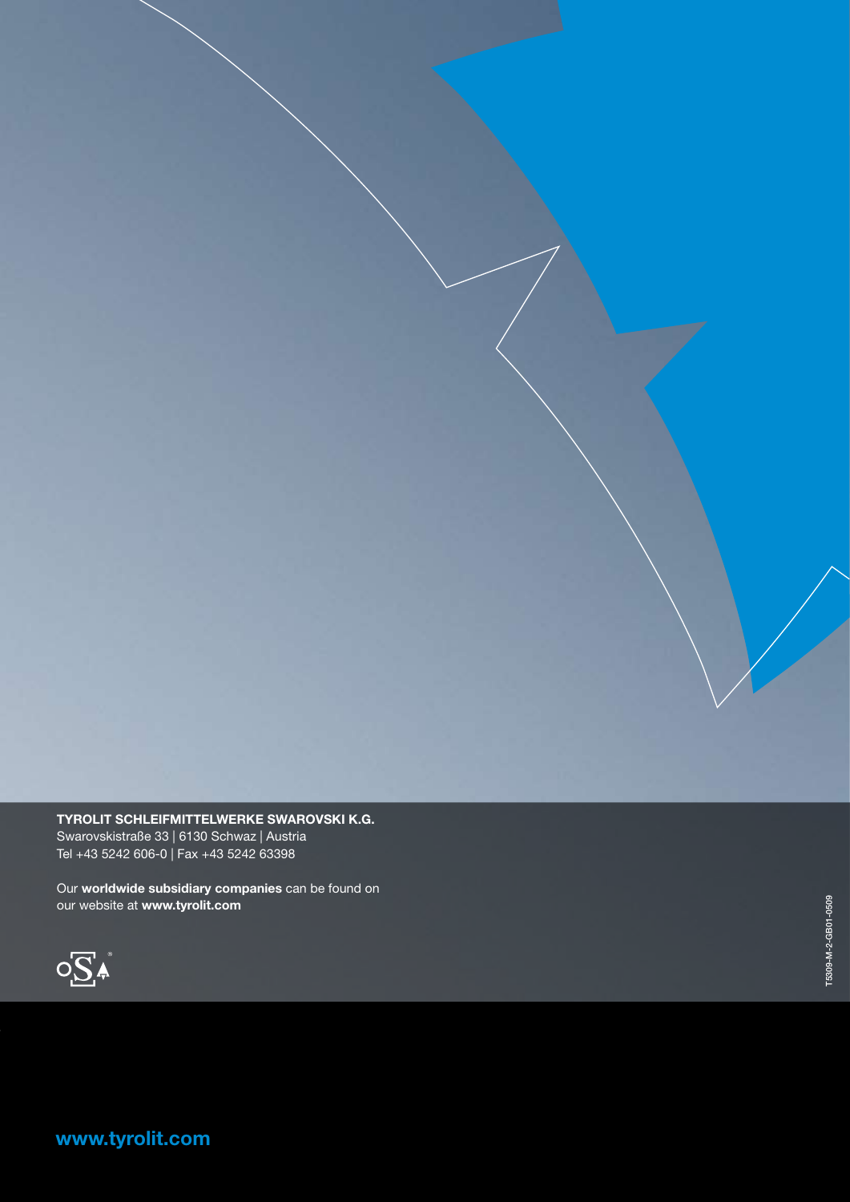**TYROLIT SCHLEIFMITTELWERKE SWAROVSKI K.G.**
Swarovskistraße 33 | 6130 Schwaz | Austria
Tel +43 5242 606-0 | Fax +43 5242 63398

Our **worldwide subsidiary companies** can be found on our website at **www.tyrolit.com**

T5309-M-2-GB01-0509

**www.tyrolit.com**